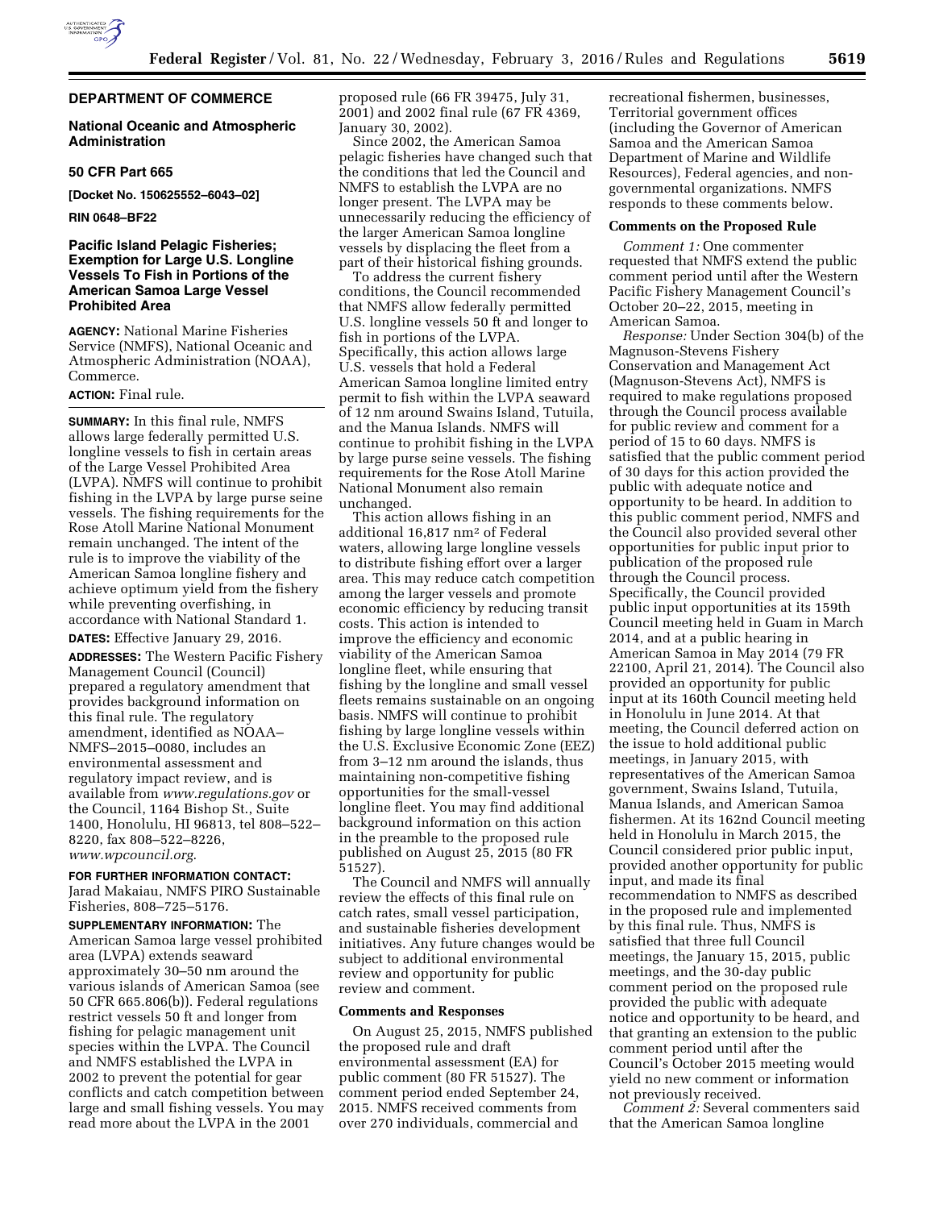## DEPARTMENT OF COMMERCE

### National Oceanic and Atmospheric Administration

### 50 CFR Part 665

**[Docket No. 150625552–6043–02]**

**RIN 0648–BF22**

### Pacific Island Pelagic Fisheries; Exemption for Large U.S. Longline Vessels To Fish in Portions of the American Samoa Large Vessel Prohibited Area

**AGENCY:** National Marine Fisheries Service (NMFS), National Oceanic and Atmospheric Administration (NOAA), Commerce.

**ACTION:** Final rule.

**SUMMARY:** In this final rule, NMFS allows large federally permitted U.S. longline vessels to fish in certain areas of the Large Vessel Prohibited Area (LVPA). NMFS will continue to prohibit fishing in the LVPA by large purse seine vessels. The fishing requirements for the Rose Atoll Marine National Monument remain unchanged. The intent of the rule is to improve the viability of the American Samoa longline fishery and achieve optimum yield from the fishery while preventing overfishing, in accordance with National Standard 1.

**DATES:** Effective January 29, 2016.

**ADDRESSES:** The Western Pacific Fishery Management Council (Council) prepared a regulatory amendment that provides background information on this final rule. The regulatory amendment, identified as NOAA–NMFS–2015–0080, includes an environmental assessment and regulatory impact review, and is available from *www.regulations.gov* or the Council, 1164 Bishop St., Suite 1400, Honolulu, HI 96813, tel 808–522–8220, fax 808–522–8226, *www.wpcouncil.org*.

**FOR FURTHER INFORMATION CONTACT:** Jarad Makaiau, NMFS PIRO Sustainable Fisheries, 808–725–5176.

**SUPPLEMENTARY INFORMATION:** The American Samoa large vessel prohibited area (LVPA) extends seaward approximately 30–50 nm around the various islands of American Samoa (see 50 CFR 665.806(b)). Federal regulations restrict vessels 50 ft and longer from fishing for pelagic management unit species within the LVPA. The Council and NMFS established the LVPA in 2002 to prevent the potential for gear conflicts and catch competition between large and small fishing vessels. You may read more about the LVPA in the 2001 proposed rule (66 FR 39475, July 31, 2001) and 2002 final rule (67 FR 4369, January 30, 2002).

Since 2002, the American Samoa pelagic fisheries have changed such that the conditions that led the Council and NMFS to establish the LVPA are no longer present. The LVPA may be unnecessarily reducing the efficiency of the larger American Samoa longline vessels by displacing the fleet from a part of their historical fishing grounds.

To address the current fishery conditions, the Council recommended that NMFS allow federally permitted U.S. longline vessels 50 ft and longer to fish in portions of the LVPA. Specifically, this action allows large U.S. vessels that hold a Federal American Samoa longline limited entry permit to fish within the LVPA seaward of 12 nm around Swains Island, Tutuila, and the Manua Islands. NMFS will continue to prohibit fishing in the LVPA by large purse seine vessels. The fishing requirements for the Rose Atoll Marine National Monument also remain unchanged.

This action allows fishing in an additional 16,817 nm$^2$ of Federal waters, allowing large longline vessels to distribute fishing effort over a larger area. This may reduce catch competition among the larger vessels and promote economic efficiency by reducing transit costs. This action is intended to improve the efficiency and economic viability of the American Samoa longline fleet, while ensuring that fishing by the longline and small vessel fleets remains sustainable on an ongoing basis. NMFS will continue to prohibit fishing by large longline vessels within the U.S. Exclusive Economic Zone (EEZ) from 3–12 nm around the islands, thus maintaining non-competitive fishing opportunities for the small-vessel longline fleet. You may find additional background information on this action in the preamble to the proposed rule published on August 25, 2015 (80 FR 51527).

The Council and NMFS will annually review the effects of this final rule on catch rates, small vessel participation, and sustainable fisheries development initiatives. Any future changes would be subject to additional environmental review and opportunity for public review and comment.

#### Comments and Responses

On August 25, 2015, NMFS published the proposed rule and draft environmental assessment (EA) for public comment (80 FR 51527). The comment period ended September 24, 2015. NMFS received comments from over 270 individuals, commercial and recreational fishermen, businesses, Territorial government offices (including the Governor of American Samoa and the American Samoa Department of Marine and Wildlife Resources), Federal agencies, and non-governmental organizations. NMFS responds to these comments below.

#### Comments on the Proposed Rule

*Comment 1:* One commenter requested that NMFS extend the public comment period until after the Western Pacific Fishery Management Council's October 20–22, 2015, meeting in American Samoa.

*Response:* Under Section 304(b) of the Magnuson-Stevens Fishery Conservation and Management Act (Magnuson-Stevens Act), NMFS is required to make regulations proposed through the Council process available for public review and comment for a period of 15 to 60 days. NMFS is satisfied that the public comment period of 30 days for this action provided the public with adequate notice and opportunity to be heard. In addition to this public comment period, NMFS and the Council also provided several other opportunities for public input prior to publication of the proposed rule through the Council process. Specifically, the Council provided public input opportunities at its 159th Council meeting held in Guam in March 2014, and at a public hearing in American Samoa in May 2014 (79 FR 22100, April 21, 2014). The Council also provided an opportunity for public input at its 160th Council meeting held in Honolulu in June 2014. At that meeting, the Council deferred action on the issue to hold additional public meetings, in January 2015, with representatives of the American Samoa government, Swains Island, Tutuila, Manua Islands, and American Samoa fishermen. At its 162nd Council meeting held in Honolulu in March 2015, the Council considered prior public input, provided another opportunity for public input, and made its final recommendation to NMFS as described in the proposed rule and implemented by this final rule. Thus, NMFS is satisfied that three full Council meetings, the January 15, 2015, public meetings, and the 30-day public comment period on the proposed rule provided the public with adequate notice and opportunity to be heard, and that granting an extension to the public comment period until after the Council's October 2015 meeting would yield no new comment or information not previously received.

*Comment 2:* Several commenters said that the American Samoa longline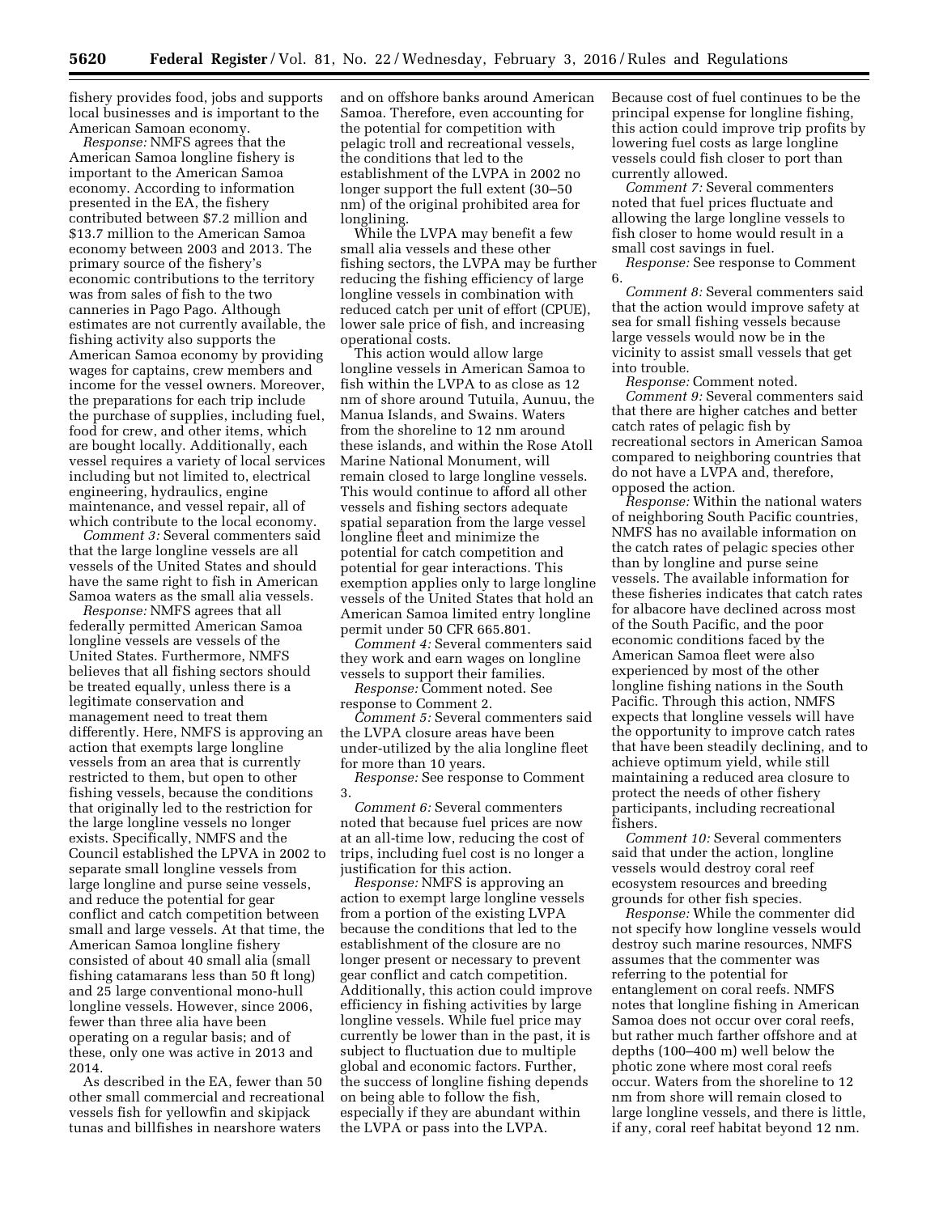fishery provides food, jobs and supports local businesses and is important to the American Samoan economy.

*Response:* NMFS agrees that the American Samoa longline fishery is important to the American Samoa economy. According to information presented in the EA, the fishery contributed between $7.2 million and $13.7 million to the American Samoa economy between 2003 and 2013. The primary source of the fishery's economic contributions to the territory was from sales of fish to the two canneries in Pago Pago. Although estimates are not currently available, the fishing activity also supports the American Samoa economy by providing wages for captains, crew members and income for the vessel owners. Moreover, the preparations for each trip include the purchase of supplies, including fuel, food for crew, and other items, which are bought locally. Additionally, each vessel requires a variety of local services including but not limited to, electrical engineering, hydraulics, engine maintenance, and vessel repair, all of which contribute to the local economy.

*Comment 3:* Several commenters said that the large longline vessels are all vessels of the United States and should have the same right to fish in American Samoa waters as the small alia vessels.

*Response:* NMFS agrees that all federally permitted American Samoa longline vessels are vessels of the United States. Furthermore, NMFS believes that all fishing sectors should be treated equally, unless there is a legitimate conservation and management need to treat them differently. Here, NMFS is approving an action that exempts large longline vessels from an area that is currently restricted to them, but open to other fishing vessels, because the conditions that originally led to the restriction for the large longline vessels no longer exists. Specifically, NMFS and the Council established the LPVA in 2002 to separate small longline vessels from large longline and purse seine vessels, and reduce the potential for gear conflict and catch competition between small and large vessels. At that time, the American Samoa longline fishery consisted of about 40 small alia (small fishing catamarans less than 50 ft long) and 25 large conventional mono-hull longline vessels. However, since 2006, fewer than three alia have been operating on a regular basis; and of these, only one was active in 2013 and 2014.

As described in the EA, fewer than 50 other small commercial and recreational vessels fish for yellowfin and skipjack tunas and billfishes in nearshore waters and on offshore banks around American Samoa. Therefore, even accounting for the potential for competition with pelagic troll and recreational vessels, the conditions that led to the establishment of the LVPA in 2002 no longer support the full extent (30–50 nm) of the original prohibited area for longlining.

While the LVPA may benefit a few small alia vessels and these other fishing sectors, the LVPA may be further reducing the fishing efficiency of large longline vessels in combination with reduced catch per unit of effort (CPUE), lower sale price of fish, and increasing operational costs.

This action would allow large longline vessels in American Samoa to fish within the LVPA to as close as 12 nm of shore around Tutuila, Aunuu, the Manua Islands, and Swains. Waters from the shoreline to 12 nm around these islands, and within the Rose Atoll Marine National Monument, will remain closed to large longline vessels. This would continue to afford all other vessels and fishing sectors adequate spatial separation from the large vessel longline fleet and minimize the potential for catch competition and potential for gear interactions. This exemption applies only to large longline vessels of the United States that hold an American Samoa limited entry longline permit under 50 CFR 665.801.

*Comment 4:* Several commenters said they work and earn wages on longline vessels to support their families.

*Response:* Comment noted. See response to Comment 2.

*Comment 5:* Several commenters said the LVPA closure areas have been under-utilized by the alia longline fleet for more than 10 years.

*Response:* See response to Comment 3.

*Comment 6:* Several commenters noted that because fuel prices are now at an all-time low, reducing the cost of trips, including fuel cost is no longer a justification for this action.

*Response:* NMFS is approving an action to exempt large longline vessels from a portion of the existing LVPA because the conditions that led to the establishment of the closure are no longer present or necessary to prevent gear conflict and catch competition. Additionally, this action could improve efficiency in fishing activities by large longline vessels. While fuel price may currently be lower than in the past, it is subject to fluctuation due to multiple global and economic factors. Further, the success of longline fishing depends on being able to follow the fish, especially if they are abundant within the LVPA or pass into the LVPA. Because cost of fuel continues to be the principal expense for longline fishing, this action could improve trip profits by lowering fuel costs as large longline vessels could fish closer to port than currently allowed.

*Comment 7:* Several commenters noted that fuel prices fluctuate and allowing the large longline vessels to fish closer to home would result in a small cost savings in fuel.

*Response:* See response to Comment 6.

*Comment 8:* Several commenters said that the action would improve safety at sea for small fishing vessels because large vessels would now be in the vicinity to assist small vessels that get into trouble.

*Response:* Comment noted.

*Comment 9:* Several commenters said that there are higher catches and better catch rates of pelagic fish by recreational sectors in American Samoa compared to neighboring countries that do not have a LVPA and, therefore, opposed the action.

*Response:* Within the national waters of neighboring South Pacific countries, NMFS has no available information on the catch rates of pelagic species other than by longline and purse seine vessels. The available information for these fisheries indicates that catch rates for albacore have declined across most of the South Pacific, and the poor economic conditions faced by the American Samoa fleet were also experienced by most of the other longline fishing nations in the South Pacific. Through this action, NMFS expects that longline vessels will have the opportunity to improve catch rates that have been steadily declining, and to achieve optimum yield, while still maintaining a reduced area closure to protect the needs of other fishery participants, including recreational fishers.

*Comment 10:* Several commenters said that under the action, longline vessels would destroy coral reef ecosystem resources and breeding grounds for other fish species.

*Response:* While the commenter did not specify how longline vessels would destroy such marine resources, NMFS assumes that the commenter was referring to the potential for entanglement on coral reefs. NMFS notes that longline fishing in American Samoa does not occur over coral reefs, but rather much farther offshore and at depths (100–400 m) well below the photic zone where most coral reefs occur. Waters from the shoreline to 12 nm from shore will remain closed to large longline vessels, and there is little, if any, coral reef habitat beyond 12 nm.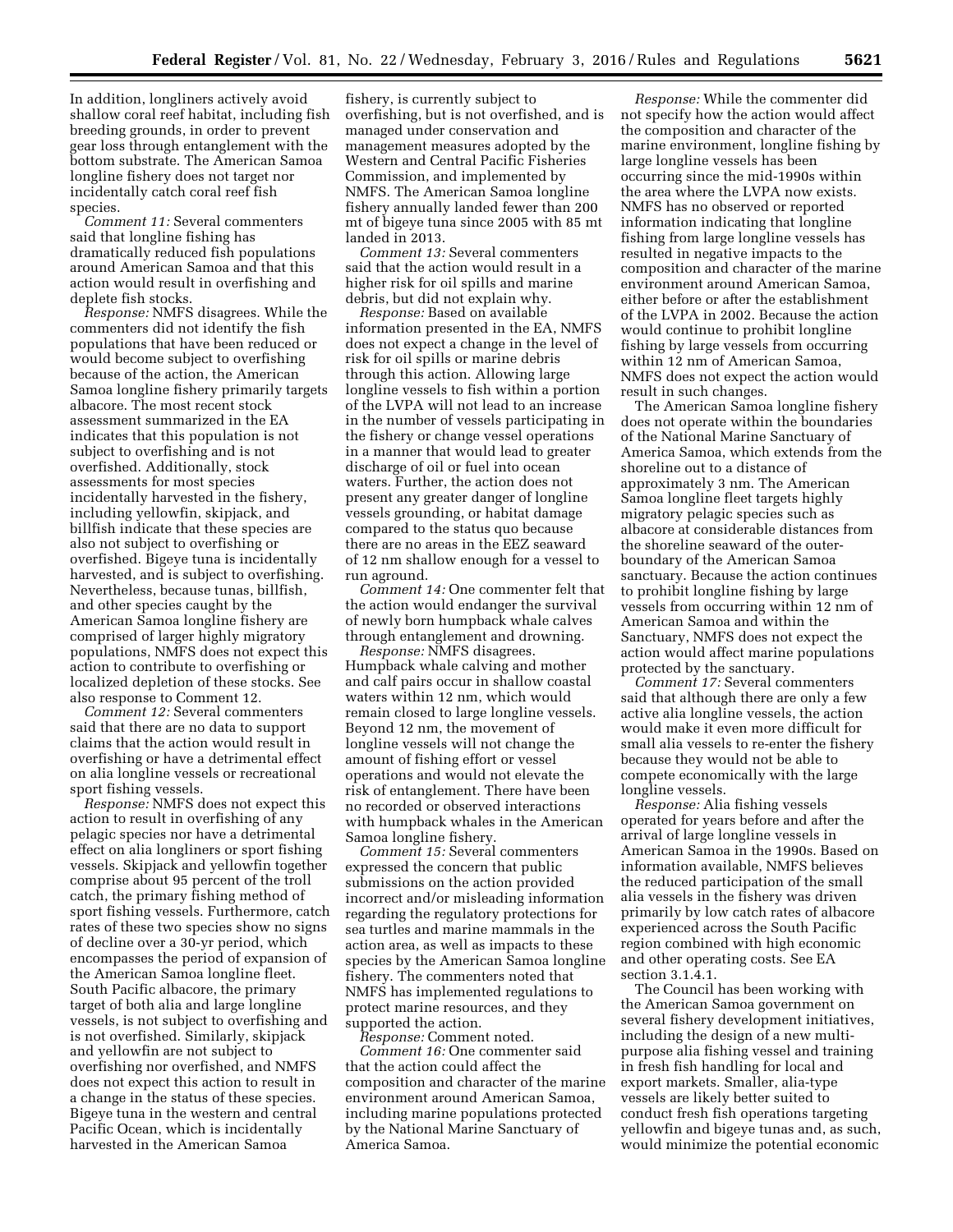In addition, longliners actively avoid shallow coral reef habitat, including fish breeding grounds, in order to prevent gear loss through entanglement with the bottom substrate. The American Samoa longline fishery does not target nor incidentally catch coral reef fish species.

*Comment 11:* Several commenters said that longline fishing has dramatically reduced fish populations around American Samoa and that this action would result in overfishing and deplete fish stocks.

*Response:* NMFS disagrees. While the commenters did not identify the fish populations that have been reduced or would become subject to overfishing because of the action, the American Samoa longline fishery primarily targets albacore. The most recent stock assessment summarized in the EA indicates that this population is not subject to overfishing and is not overfished. Additionally, stock assessments for most species incidentally harvested in the fishery, including yellowfin, skipjack, and billfish indicate that these species are also not subject to overfishing or overfished. Bigeye tuna is incidentally harvested, and is subject to overfishing. Nevertheless, because tunas, billfish, and other species caught by the American Samoa longline fishery are comprised of larger highly migratory populations, NMFS does not expect this action to contribute to overfishing or localized depletion of these stocks. See also response to Comment 12.

*Comment 12:* Several commenters said that there are no data to support claims that the action would result in overfishing or have a detrimental effect on alia longline vessels or recreational sport fishing vessels.

*Response:* NMFS does not expect this action to result in overfishing of any pelagic species nor have a detrimental effect on alia longliners or sport fishing vessels. Skipjack and yellowfin together comprise about 95 percent of the troll catch, the primary fishing method of sport fishing vessels. Furthermore, catch rates of these two species show no signs of decline over a 30-yr period, which encompasses the period of expansion of the American Samoa longline fleet. South Pacific albacore, the primary target of both alia and large longline vessels, is not subject to overfishing and is not overfished. Similarly, skipjack and yellowfin are not subject to overfishing nor overfished, and NMFS does not expect this action to result in a change in the status of these species. Bigeye tuna in the western and central Pacific Ocean, which is incidentally harvested in the American Samoa fishery, is currently subject to overfishing, but is not overfished, and is managed under conservation and management measures adopted by the Western and Central Pacific Fisheries Commission, and implemented by NMFS. The American Samoa longline fishery annually landed fewer than 200 mt of bigeye tuna since 2005 with 85 mt landed in 2013.

*Comment 13:* Several commenters said that the action would result in a higher risk for oil spills and marine debris, but did not explain why.

*Response:* Based on available information presented in the EA, NMFS does not expect a change in the level of risk for oil spills or marine debris through this action. Allowing large longline vessels to fish within a portion of the LVPA will not lead to an increase in the number of vessels participating in the fishery or change vessel operations in a manner that would lead to greater discharge of oil or fuel into ocean waters. Further, the action does not present any greater danger of longline vessels grounding, or habitat damage compared to the status quo because there are no areas in the EEZ seaward of 12 nm shallow enough for a vessel to run aground.

*Comment 14:* One commenter felt that the action would endanger the survival of newly born humpback whale calves through entanglement and drowning.

*Response:* NMFS disagrees. Humpback whale calving and mother and calf pairs occur in shallow coastal waters within 12 nm, which would remain closed to large longline vessels. Beyond 12 nm, the movement of longline vessels will not change the amount of fishing effort or vessel operations and would not elevate the risk of entanglement. There have been no recorded or observed interactions with humpback whales in the American Samoa longline fishery.

*Comment 15:* Several commenters expressed the concern that public submissions on the action provided incorrect and/or misleading information regarding the regulatory protections for sea turtles and marine mammals in the action area, as well as impacts to these species by the American Samoa longline fishery. The commenters noted that NMFS has implemented regulations to protect marine resources, and they supported the action.

*Response:* Comment noted.

*Comment 16:* One commenter said that the action could affect the composition and character of the marine environment around American Samoa, including marine populations protected by the National Marine Sanctuary of America Samoa.

*Response:* While the commenter did not specify how the action would affect the composition and character of the marine environment, longline fishing by large longline vessels has been occurring since the mid-1990s within the area where the LVPA now exists. NMFS has no observed or reported information indicating that longline fishing from large longline vessels has resulted in negative impacts to the composition and character of the marine environment around American Samoa, either before or after the establishment of the LVPA in 2002. Because the action would continue to prohibit longline fishing by large vessels from occurring within 12 nm of American Samoa, NMFS does not expect the action would result in such changes.

The American Samoa longline fishery does not operate within the boundaries of the National Marine Sanctuary of America Samoa, which extends from the shoreline out to a distance of approximately 3 nm. The American Samoa longline fleet targets highly migratory pelagic species such as albacore at considerable distances from the shoreline seaward of the outer-boundary of the American Samoa sanctuary. Because the action continues to prohibit longline fishing by large vessels from occurring within 12 nm of American Samoa and within the Sanctuary, NMFS does not expect the action would affect marine populations protected by the sanctuary.

*Comment 17:* Several commenters said that although there are only a few active alia longline vessels, the action would make it even more difficult for small alia vessels to re-enter the fishery because they would not be able to compete economically with the large longline vessels.

*Response:* Alia fishing vessels operated for years before and after the arrival of large longline vessels in American Samoa in the 1990s. Based on information available, NMFS believes the reduced participation of the small alia vessels in the fishery was driven primarily by low catch rates of albacore experienced across the South Pacific region combined with high economic and other operating costs. See EA section 3.1.4.1.

The Council has been working with the American Samoa government on several fishery development initiatives, including the design of a new multi-purpose alia fishing vessel and training in fresh fish handling for local and export markets. Smaller, alia-type vessels are likely better suited to conduct fresh fish operations targeting yellowfin and bigeye tunas and, as such, would minimize the potential economic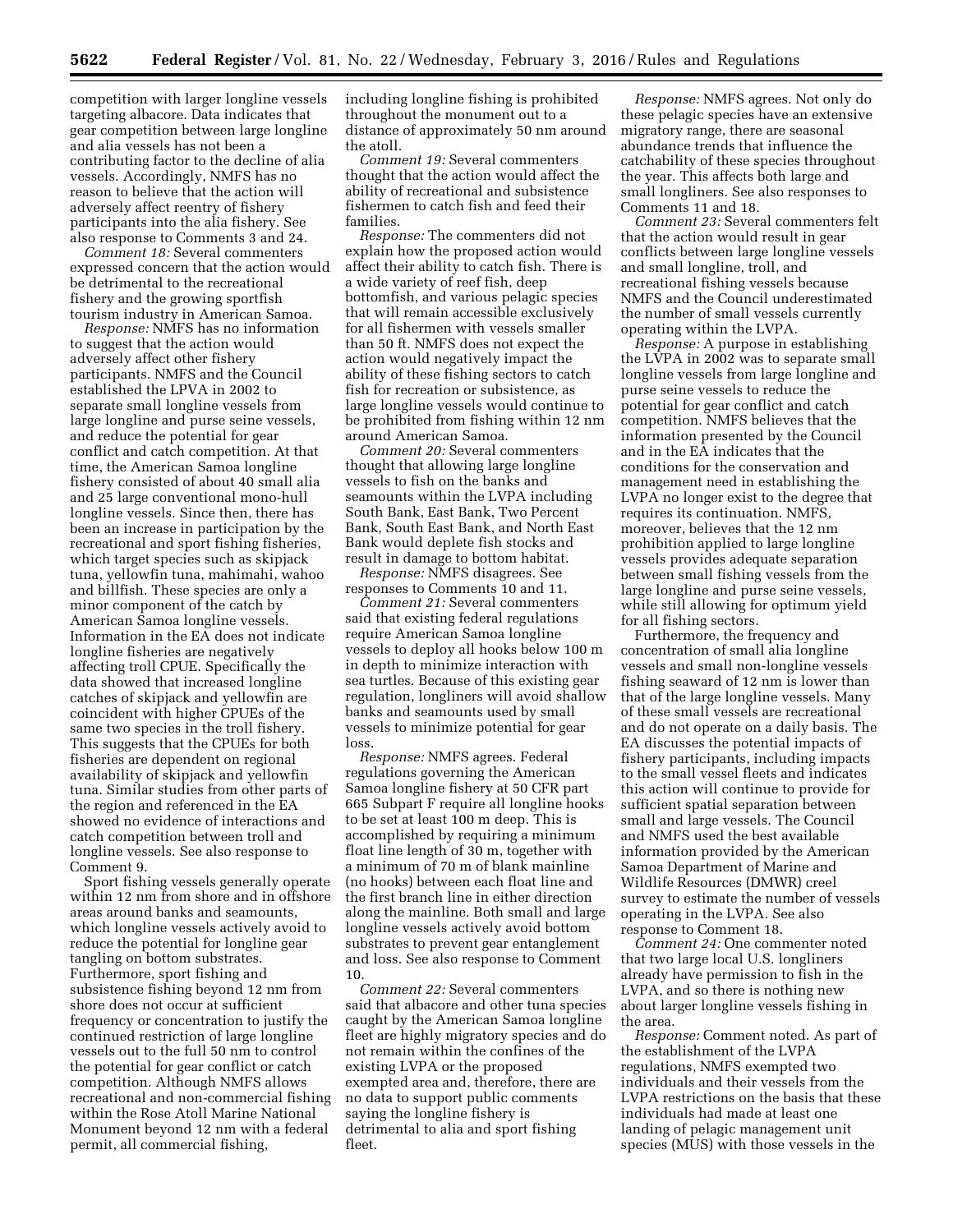competition with larger longline vessels targeting albacore. Data indicates that gear competition between large longline and alia vessels has not been a contributing factor to the decline of alia vessels. Accordingly, NMFS has no reason to believe that the action will adversely affect reentry of fishery participants into the alia fishery. See also response to Comments 3 and 24.

*Comment 18:* Several commenters expressed concern that the action would be detrimental to the recreational fishery and the growing sportfish tourism industry in American Samoa.

*Response:* NMFS has no information to suggest that the action would adversely affect other fishery participants. NMFS and the Council established the LPVA in 2002 to separate small longline vessels from large longline and purse seine vessels, and reduce the potential for gear conflict and catch competition. At that time, the American Samoa longline fishery consisted of about 40 small alia and 25 large conventional mono-hull longline vessels. Since then, there has been an increase in participation by the recreational and sport fishing fisheries, which target species such as skipjack tuna, yellowfin tuna, mahimahi, wahoo and billfish. These species are only a minor component of the catch by American Samoa longline vessels. Information in the EA does not indicate longline fisheries are negatively affecting troll CPUE. Specifically the data showed that increased longline catches of skipjack and yellowfin are coincident with higher CPUEs of the same two species in the troll fishery. This suggests that the CPUEs for both fisheries are dependent on regional availability of skipjack and yellowfin tuna. Similar studies from other parts of the region and referenced in the EA showed no evidence of interactions and catch competition between troll and longline vessels. See also response to Comment 9.

Sport fishing vessels generally operate within 12 nm from shore and in offshore areas around banks and seamounts, which longline vessels actively avoid to reduce the potential for longline gear tangling on bottom substrates. Furthermore, sport fishing and subsistence fishing beyond 12 nm from shore does not occur at sufficient frequency or concentration to justify the continued restriction of large longline vessels out to the full 50 nm to control the potential for gear conflict or catch competition. Although NMFS allows recreational and non-commercial fishing within the Rose Atoll Marine National Monument beyond 12 nm with a federal permit, all commercial fishing, including longline fishing is prohibited throughout the monument out to a distance of approximately 50 nm around the atoll.

*Comment 19:* Several commenters thought that the action would affect the ability of recreational and subsistence fishermen to catch fish and feed their families.

*Response:* The commenters did not explain how the proposed action would affect their ability to catch fish. There is a wide variety of reef fish, deep bottomfish, and various pelagic species that will remain accessible exclusively for all fishermen with vessels smaller than 50 ft. NMFS does not expect the action would negatively impact the ability of these fishing sectors to catch fish for recreation or subsistence, as large longline vessels would continue to be prohibited from fishing within 12 nm around American Samoa.

*Comment 20:* Several commenters thought that allowing large longline vessels to fish on the banks and seamounts within the LVPA including South Bank, East Bank, Two Percent Bank, South East Bank, and North East Bank would deplete fish stocks and result in damage to bottom habitat.

*Response:* NMFS disagrees. See responses to Comments 10 and 11.

*Comment 21:* Several commenters said that existing federal regulations require American Samoa longline vessels to deploy all hooks below 100 m in depth to minimize interaction with sea turtles. Because of this existing gear regulation, longliners will avoid shallow banks and seamounts used by small vessels to minimize potential for gear loss.

*Response:* NMFS agrees. Federal regulations governing the American Samoa longline fishery at 50 CFR part 665 Subpart F require all longline hooks to be set at least 100 m deep. This is accomplished by requiring a minimum float line length of 30 m, together with a minimum of 70 m of blank mainline (no hooks) between each float line and the first branch line in either direction along the mainline. Both small and large longline vessels actively avoid bottom substrates to prevent gear entanglement and loss. See also response to Comment 10.

*Comment 22:* Several commenters said that albacore and other tuna species caught by the American Samoa longline fleet are highly migratory species and do not remain within the confines of the existing LVPA or the proposed exempted area and, therefore, there are no data to support public comments saying the longline fishery is detrimental to alia and sport fishing fleet.

*Response:* NMFS agrees. Not only do these pelagic species have an extensive migratory range, there are seasonal abundance trends that influence the catchability of these species throughout the year. This affects both large and small longliners. See also responses to Comments 11 and 18.

*Comment 23:* Several commenters felt that the action would result in gear conflicts between large longline vessels and small longline, troll, and recreational fishing vessels because NMFS and the Council underestimated the number of small vessels currently operating within the LVPA.

*Response:* A purpose in establishing the LVPA in 2002 was to separate small longline vessels from large longline and purse seine vessels to reduce the potential for gear conflict and catch competition. NMFS believes that the information presented by the Council and in the EA indicates that the conditions for the conservation and management need in establishing the LVPA no longer exist to the degree that requires its continuation. NMFS, moreover, believes that the 12 nm prohibition applied to large longline vessels provides adequate separation between small fishing vessels from the large longline and purse seine vessels, while still allowing for optimum yield for all fishing sectors.

Furthermore, the frequency and concentration of small alia longline vessels and small non-longline vessels fishing seaward of 12 nm is lower than that of the large longline vessels. Many of these small vessels are recreational and do not operate on a daily basis. The EA discusses the potential impacts of fishery participants, including impacts to the small vessel fleets and indicates this action will continue to provide for sufficient spatial separation between small and large vessels. The Council and NMFS used the best available information provided by the American Samoa Department of Marine and Wildlife Resources (DMWR) creel survey to estimate the number of vessels operating in the LVPA. See also response to Comment 18.

*Comment 24:* One commenter noted that two large local U.S. longliners already have permission to fish in the LVPA, and so there is nothing new about larger longline vessels fishing in the area.

*Response:* Comment noted. As part of the establishment of the LVPA regulations, NMFS exempted two individuals and their vessels from the LVPA restrictions on the basis that these individuals had made at least one landing of pelagic management unit species (MUS) with those vessels in the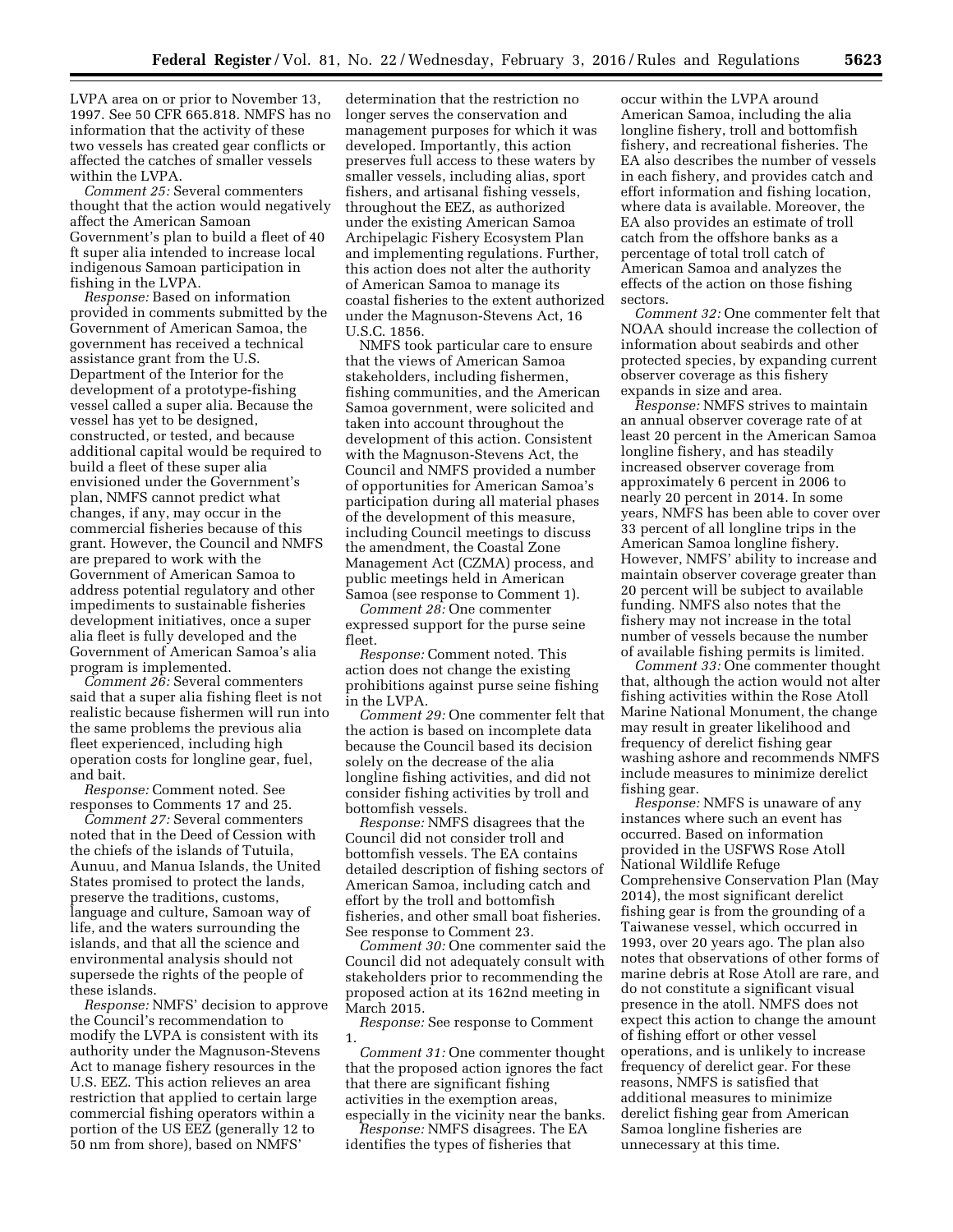LVPA area on or prior to November 13, 1997. See 50 CFR 665.818. NMFS has no information that the activity of these two vessels has created gear conflicts or affected the catches of smaller vessels within the LVPA.

*Comment 25:* Several commenters thought that the action would negatively affect the American Samoan Government's plan to build a fleet of 40 ft super alia intended to increase local indigenous Samoan participation in fishing in the LVPA.

*Response:* Based on information provided in comments submitted by the Government of American Samoa, the government has received a technical assistance grant from the U.S. Department of the Interior for the development of a prototype-fishing vessel called a super alia. Because the vessel has yet to be designed, constructed, or tested, and because additional capital would be required to build a fleet of these super alia envisioned under the Government's plan, NMFS cannot predict what changes, if any, may occur in the commercial fisheries because of this grant. However, the Council and NMFS are prepared to work with the Government of American Samoa to address potential regulatory and other impediments to sustainable fisheries development initiatives, once a super alia fleet is fully developed and the Government of American Samoa's alia program is implemented.

*Comment 26:* Several commenters said that a super alia fishing fleet is not realistic because fishermen will run into the same problems the previous alia fleet experienced, including high operation costs for longline gear, fuel, and bait.

*Response:* Comment noted. See responses to Comments 17 and 25.

*Comment 27:* Several commenters noted that in the Deed of Cession with the chiefs of the islands of Tutuila, Aunuu, and Manua Islands, the United States promised to protect the lands, preserve the traditions, customs, language and culture, Samoan way of life, and the waters surrounding the islands, and that all the science and environmental analysis should not supersede the rights of the people of these islands.

*Response:* NMFS' decision to approve the Council's recommendation to modify the LVPA is consistent with its authority under the Magnuson-Stevens Act to manage fishery resources in the U.S. EEZ. This action relieves an area restriction that applied to certain large commercial fishing operators within a portion of the US EEZ (generally 12 to 50 nm from shore), based on NMFS' determination that the restriction no longer serves the conservation and management purposes for which it was developed. Importantly, this action preserves full access to these waters by smaller vessels, including alias, sport fishers, and artisanal fishing vessels, throughout the EEZ, as authorized under the existing American Samoa Archipelagic Fishery Ecosystem Plan and implementing regulations. Further, this action does not alter the authority of American Samoa to manage its coastal fisheries to the extent authorized under the Magnuson-Stevens Act, 16 U.S.C. 1856.

NMFS took particular care to ensure that the views of American Samoa stakeholders, including fishermen, fishing communities, and the American Samoa government, were solicited and taken into account throughout the development of this action. Consistent with the Magnuson-Stevens Act, the Council and NMFS provided a number of opportunities for American Samoa's participation during all material phases of the development of this measure, including Council meetings to discuss the amendment, the Coastal Zone Management Act (CZMA) process, and public meetings held in American Samoa (see response to Comment 1).

*Comment 28:* One commenter expressed support for the purse seine fleet.

*Response:* Comment noted. This action does not change the existing prohibitions against purse seine fishing in the LVPA.

*Comment 29:* One commenter felt that the action is based on incomplete data because the Council based its decision solely on the decrease of the alia longline fishing activities, and did not consider fishing activities by troll and bottomfish vessels.

*Response:* NMFS disagrees that the Council did not consider troll and bottomfish vessels. The EA contains detailed description of fishing sectors of American Samoa, including catch and effort by the troll and bottomfish fisheries, and other small boat fisheries. See response to Comment 23.

*Comment 30:* One commenter said the Council did not adequately consult with stakeholders prior to recommending the proposed action at its 162nd meeting in March 2015.

*Response:* See response to Comment 1.

*Comment 31:* One commenter thought that the proposed action ignores the fact that there are significant fishing activities in the exemption areas, especially in the vicinity near the banks.

*Response:* NMFS disagrees. The EA identifies the types of fisheries that occur within the LVPA around American Samoa, including the alia longline fishery, troll and bottomfish fishery, and recreational fisheries. The EA also describes the number of vessels in each fishery, and provides catch and effort information and fishing location, where data is available. Moreover, the EA also provides an estimate of troll catch from the offshore banks as a percentage of total troll catch of American Samoa and analyzes the effects of the action on those fishing sectors.

*Comment 32:* One commenter felt that NOAA should increase the collection of information about seabirds and other protected species, by expanding current observer coverage as this fishery expands in size and area.

*Response:* NMFS strives to maintain an annual observer coverage rate of at least 20 percent in the American Samoa longline fishery, and has steadily increased observer coverage from approximately 6 percent in 2006 to nearly 20 percent in 2014. In some years, NMFS has been able to cover over 33 percent of all longline trips in the American Samoa longline fishery. However, NMFS' ability to increase and maintain observer coverage greater than 20 percent will be subject to available funding. NMFS also notes that the fishery may not increase in the total number of vessels because the number of available fishing permits is limited.

*Comment 33:* One commenter thought that, although the action would not alter fishing activities within the Rose Atoll Marine National Monument, the change may result in greater likelihood and frequency of derelict fishing gear washing ashore and recommends NMFS include measures to minimize derelict fishing gear.

*Response:* NMFS is unaware of any instances where such an event has occurred. Based on information provided in the USFWS Rose Atoll National Wildlife Refuge Comprehensive Conservation Plan (May 2014), the most significant derelict fishing gear is from the grounding of a Taiwanese vessel, which occurred in 1993, over 20 years ago. The plan also notes that observations of other forms of marine debris at Rose Atoll are rare, and do not constitute a significant visual presence in the atoll. NMFS does not expect this action to change the amount of fishing effort or other vessel operations, and is unlikely to increase frequency of derelict gear. For these reasons, NMFS is satisfied that additional measures to minimize derelict fishing gear from American Samoa longline fisheries are unnecessary at this time.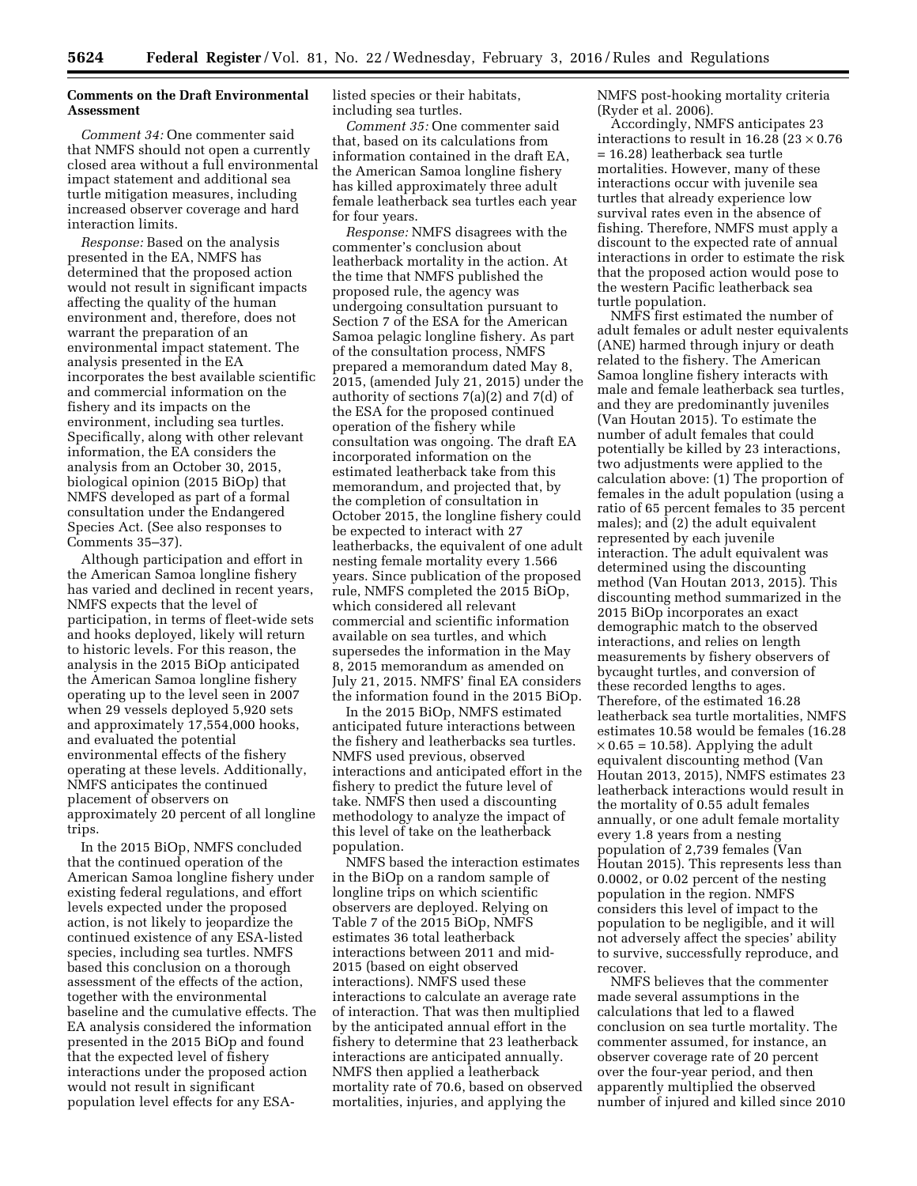**Comments on the Draft Environmental Assessment**

*Comment 34:* One commenter said that NMFS should not open a currently closed area without a full environmental impact statement and additional sea turtle mitigation measures, including increased observer coverage and hard interaction limits.

*Response:* Based on the analysis presented in the EA, NMFS has determined that the proposed action would not result in significant impacts affecting the quality of the human environment and, therefore, does not warrant the preparation of an environmental impact statement. The analysis presented in the EA incorporates the best available scientific and commercial information on the fishery and its impacts on the environment, including sea turtles. Specifically, along with other relevant information, the EA considers the analysis from an October 30, 2015, biological opinion (2015 BiOp) that NMFS developed as part of a formal consultation under the Endangered Species Act. (See also responses to Comments 35–37).

Although participation and effort in the American Samoa longline fishery has varied and declined in recent years, NMFS expects that the level of participation, in terms of fleet-wide sets and hooks deployed, likely will return to historic levels. For this reason, the analysis in the 2015 BiOp anticipated the American Samoa longline fishery operating up to the level seen in 2007 when 29 vessels deployed 5,920 sets and approximately 17,554,000 hooks, and evaluated the potential environmental effects of the fishery operating at these levels. Additionally, NMFS anticipates the continued placement of observers on approximately 20 percent of all longline trips.

In the 2015 BiOp, NMFS concluded that the continued operation of the American Samoa longline fishery under existing federal regulations, and effort levels expected under the proposed action, is not likely to jeopardize the continued existence of any ESA-listed species, including sea turtles. NMFS based this conclusion on a thorough assessment of the effects of the action, together with the environmental baseline and the cumulative effects. The EA analysis considered the information presented in the 2015 BiOp and found that the expected level of fishery interactions under the proposed action would not result in significant population level effects for any ESA-listed species or their habitats, including sea turtles.

*Comment 35:* One commenter said that, based on its calculations from information contained in the draft EA, the American Samoa longline fishery has killed approximately three adult female leatherback sea turtles each year for four years.

*Response:* NMFS disagrees with the commenter's conclusion about leatherback mortality in the action. At the time that NMFS published the proposed rule, the agency was undergoing consultation pursuant to Section 7 of the ESA for the American Samoa pelagic longline fishery. As part of the consultation process, NMFS prepared a memorandum dated May 8, 2015, (amended July 21, 2015) under the authority of sections 7(a)(2) and 7(d) of the ESA for the proposed continued operation of the fishery while consultation was ongoing. The draft EA incorporated information on the estimated leatherback take from this memorandum, and projected that, by the completion of consultation in October 2015, the longline fishery could be expected to interact with 27 leatherbacks, the equivalent of one adult nesting female mortality every 1.566 years. Since publication of the proposed rule, NMFS completed the 2015 BiOp, which considered all relevant commercial and scientific information available on sea turtles, and which supersedes the information in the May 8, 2015 memorandum as amended on July 21, 2015. NMFS' final EA considers the information found in the 2015 BiOp.

In the 2015 BiOp, NMFS estimated anticipated future interactions between the fishery and leatherbacks sea turtles. NMFS used previous, observed interactions and anticipated effort in the fishery to predict the future level of take. NMFS then used a discounting methodology to analyze the impact of this level of take on the leatherback population.

NMFS based the interaction estimates in the BiOp on a random sample of longline trips on which scientific observers are deployed. Relying on Table 7 of the 2015 BiOp, NMFS estimates 36 total leatherback interactions between 2011 and mid-2015 (based on eight observed interactions). NMFS used these interactions to calculate an average rate of interaction. That was then multiplied by the anticipated annual effort in the fishery to determine that 23 leatherback interactions are anticipated annually. NMFS then applied a leatherback mortality rate of 70.6, based on observed mortalities, injuries, and applying the NMFS post-hooking mortality criteria (Ryder et al. 2006).

Accordingly, NMFS anticipates 23 interactions to result in 16.28 ($23 \times 0.76 = 16.28$) leatherback sea turtle mortalities. However, many of these interactions occur with juvenile sea turtles that already experience low survival rates even in the absence of fishing. Therefore, NMFS must apply a discount to the expected rate of annual interactions in order to estimate the risk that the proposed action would pose to the western Pacific leatherback sea turtle population.

NMFS first estimated the number of adult females or adult nester equivalents (ANE) harmed through injury or death related to the fishery. The American Samoa longline fishery interacts with male and female leatherback sea turtles, and they are predominantly juveniles (Van Houtan 2015). To estimate the number of adult females that could potentially be killed by 23 interactions, two adjustments were applied to the calculation above: (1) The proportion of females in the adult population (using a ratio of 65 percent females to 35 percent males); and (2) the adult equivalent represented by each juvenile interaction. The adult equivalent was determined using the discounting method (Van Houtan 2013, 2015). This discounting method summarized in the 2015 BiOp incorporates an exact demographic match to the observed interactions, and relies on length measurements by fishery observers of bycaught turtles, and conversion of these recorded lengths to ages. Therefore, of the estimated 16.28 leatherback sea turtle mortalities, NMFS estimates 10.58 would be females ($16.28 \times 0.65 = 10.58$). Applying the adult equivalent discounting method (Van Houtan 2013, 2015), NMFS estimates 23 leatherback interactions would result in the mortality of 0.55 adult females annually, or one adult female mortality every 1.8 years from a nesting population of 2,739 females (Van Houtan 2015). This represents less than 0.0002, or 0.02 percent of the nesting population in the region. NMFS considers this level of impact to the population to be negligible, and it will not adversely affect the species' ability to survive, successfully reproduce, and recover.

NMFS believes that the commenter made several assumptions in the calculations that led to a flawed conclusion on sea turtle mortality. The commenter assumed, for instance, an observer coverage rate of 20 percent over the four-year period, and then apparently multiplied the observed number of injured and killed since 2010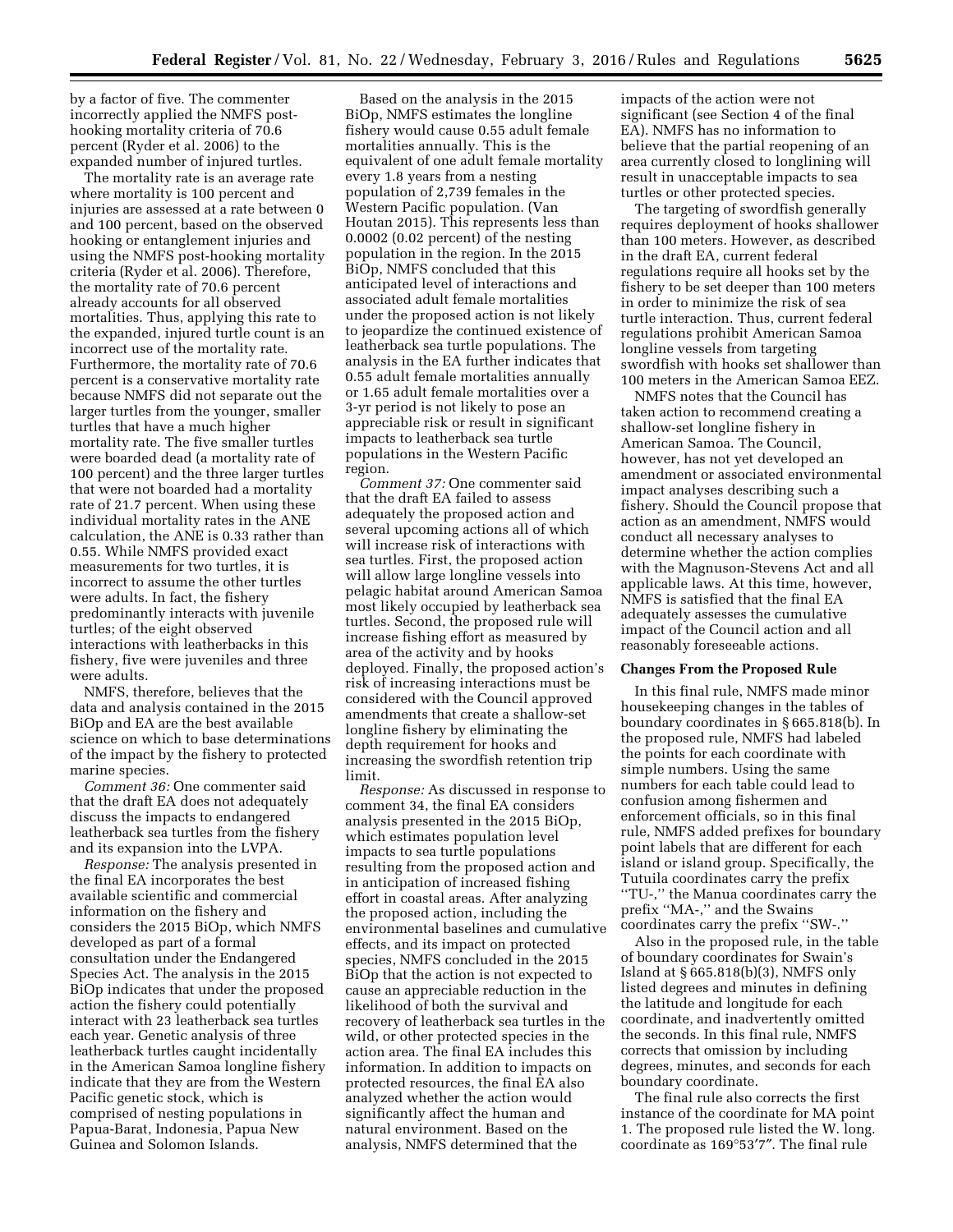by a factor of five. The commenter incorrectly applied the NMFS post-hooking mortality criteria of 70.6 percent (Ryder et al. 2006) to the expanded number of injured turtles.

The mortality rate is an average rate where mortality is 100 percent and injuries are assessed at a rate between 0 and 100 percent, based on the observed hooking or entanglement injuries and using the NMFS post-hooking mortality criteria (Ryder et al. 2006). Therefore, the mortality rate of 70.6 percent already accounts for all observed mortalities. Thus, applying this rate to the expanded, injured turtle count is an incorrect use of the mortality rate. Furthermore, the mortality rate of 70.6 percent is a conservative mortality rate because NMFS did not separate out the larger turtles from the younger, smaller turtles that have a much higher mortality rate. The five smaller turtles were boarded dead (a mortality rate of 100 percent) and the three larger turtles that were not boarded had a mortality rate of 21.7 percent. When using these individual mortality rates in the ANE calculation, the ANE is 0.33 rather than 0.55. While NMFS provided exact measurements for two turtles, it is incorrect to assume the other turtles were adults. In fact, the fishery predominantly interacts with juvenile turtles; of the eight observed interactions with leatherbacks in this fishery, five were juveniles and three were adults.

NMFS, therefore, believes that the data and analysis contained in the 2015 BiOp and EA are the best available science on which to base determinations of the impact by the fishery to protected marine species.

*Comment 36:* One commenter said that the draft EA does not adequately discuss the impacts to endangered leatherback sea turtles from the fishery and its expansion into the LVPA.

*Response:* The analysis presented in the final EA incorporates the best available scientific and commercial information on the fishery and considers the 2015 BiOp, which NMFS developed as part of a formal consultation under the Endangered Species Act. The analysis in the 2015 BiOp indicates that under the proposed action the fishery could potentially interact with 23 leatherback sea turtles each year. Genetic analysis of three leatherback turtles caught incidentally in the American Samoa longline fishery indicate that they are from the Western Pacific genetic stock, which is comprised of nesting populations in Papua-Barat, Indonesia, Papua New Guinea and Solomon Islands.

Based on the analysis in the 2015 BiOp, NMFS estimates the longline fishery would cause 0.55 adult female mortalities annually. This is the equivalent of one adult female mortality every 1.8 years from a nesting population of 2,739 females in the Western Pacific population. (Van Houtan 2015). This represents less than 0.0002 (0.02 percent) of the nesting population in the region. In the 2015 BiOp, NMFS concluded that this anticipated level of interactions and associated adult female mortalities under the proposed action is not likely to jeopardize the continued existence of leatherback sea turtle populations. The analysis in the EA further indicates that 0.55 adult female mortalities annually or 1.65 adult female mortalities over a 3-yr period is not likely to pose an appreciable risk or result in significant impacts to leatherback sea turtle populations in the Western Pacific region.

*Comment 37:* One commenter said that the draft EA failed to assess adequately the proposed action and several upcoming actions all of which will increase risk of interactions with sea turtles. First, the proposed action will allow large longline vessels into pelagic habitat around American Samoa most likely occupied by leatherback sea turtles. Second, the proposed rule will increase fishing effort as measured by area of the activity and by hooks deployed. Finally, the proposed action's risk of increasing interactions must be considered with the Council approved amendments that create a shallow-set longline fishery by eliminating the depth requirement for hooks and increasing the swordfish retention trip limit.

*Response:* As discussed in response to comment 34, the final EA considers analysis presented in the 2015 BiOp, which estimates population level impacts to sea turtle populations resulting from the proposed action and in anticipation of increased fishing effort in coastal areas. After analyzing the proposed action, including the environmental baselines and cumulative effects, and its impact on protected species, NMFS concluded in the 2015 BiOp that the action is not expected to cause an appreciable reduction in the likelihood of both the survival and recovery of leatherback sea turtles in the wild, or other protected species in the action area. The final EA includes this information. In addition to impacts on protected resources, the final EA also analyzed whether the action would significantly affect the human and natural environment. Based on the analysis, NMFS determined that the impacts of the action were not significant (see Section 4 of the final EA). NMFS has no information to believe that the partial reopening of an area currently closed to longlining will result in unacceptable impacts to sea turtles or other protected species.

The targeting of swordfish generally requires deployment of hooks shallower than 100 meters. However, as described in the draft EA, current federal regulations require all hooks set by the fishery to be set deeper than 100 meters in order to minimize the risk of sea turtle interaction. Thus, current federal regulations prohibit American Samoa longline vessels from targeting swordfish with hooks set shallower than 100 meters in the American Samoa EEZ.

NMFS notes that the Council has taken action to recommend creating a shallow-set longline fishery in American Samoa. The Council, however, has not yet developed an amendment or associated environmental impact analyses describing such a fishery. Should the Council propose that action as an amendment, NMFS would conduct all necessary analyses to determine whether the action complies with the Magnuson-Stevens Act and all applicable laws. At this time, however, NMFS is satisfied that the final EA adequately assesses the cumulative impact of the Council action and all reasonably foreseeable actions.

## Changes From the Proposed Rule

In this final rule, NMFS made minor housekeeping changes in the tables of boundary coordinates in § 665.818(b). In the proposed rule, NMFS had labeled the points for each coordinate with simple numbers. Using the same numbers for each table could lead to confusion among fishermen and enforcement officials, so in this final rule, NMFS added prefixes for boundary point labels that are different for each island or island group. Specifically, the Tutuila coordinates carry the prefix "TU-," the Manua coordinates carry the prefix "MA-," and the Swains coordinates carry the prefix "SW-."

Also in the proposed rule, in the table of boundary coordinates for Swain's Island at § 665.818(b)(3), NMFS only listed degrees and minutes in defining the latitude and longitude for each coordinate, and inadvertently omitted the seconds. In this final rule, NMFS corrects that omission by including degrees, minutes, and seconds for each boundary coordinate.

The final rule also corrects the first instance of the coordinate for MA point 1. The proposed rule listed the W. long. coordinate as 169°53′7″. The final rule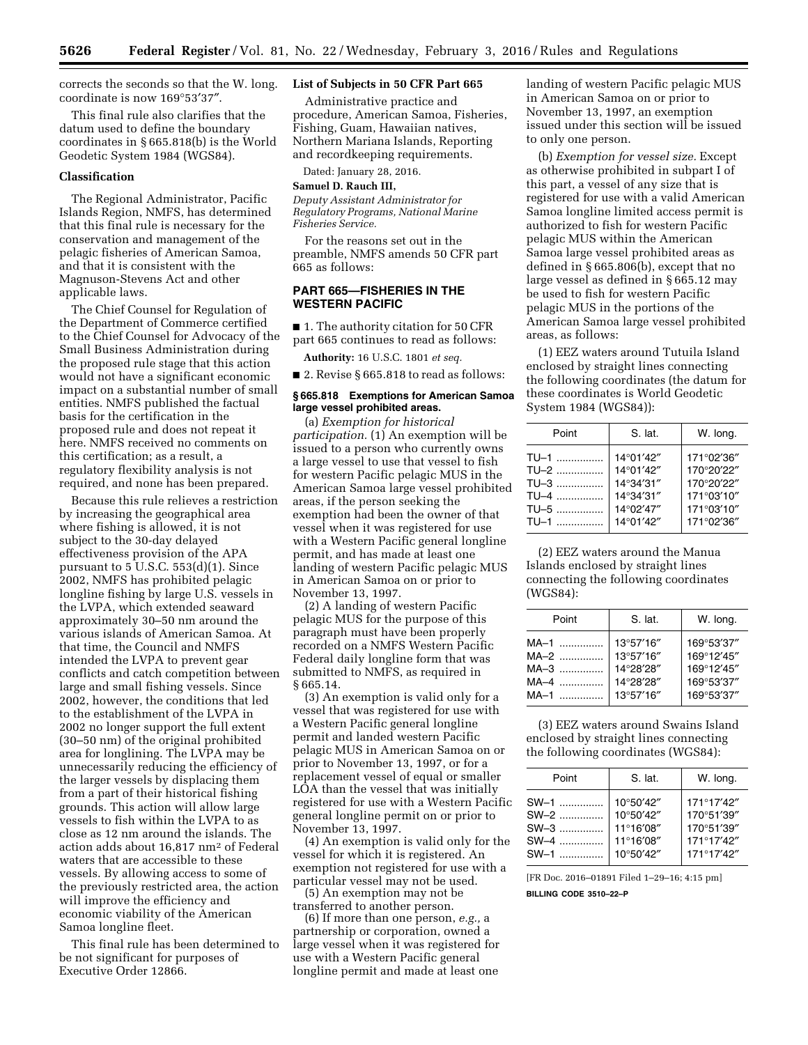corrects the seconds so that the W. long. coordinate is now 169°53′37″.

This final rule also clarifies that the datum used to define the boundary coordinates in § 665.818(b) is the World Geodetic System 1984 (WGS84).

## Classification

The Regional Administrator, Pacific Islands Region, NMFS, has determined that this final rule is necessary for the conservation and management of the pelagic fisheries of American Samoa, and that it is consistent with the Magnuson-Stevens Act and other applicable laws.

The Chief Counsel for Regulation of the Department of Commerce certified to the Chief Counsel for Advocacy of the Small Business Administration during the proposed rule stage that this action would not have a significant economic impact on a substantial number of small entities. NMFS published the factual basis for the certification in the proposed rule and does not repeat it here. NMFS received no comments on this certification; as a result, a regulatory flexibility analysis is not required, and none has been prepared.

Because this rule relieves a restriction by increasing the geographical area where fishing is allowed, it is not subject to the 30-day delayed effectiveness provision of the APA pursuant to 5 U.S.C. 553(d)(1). Since 2002, NMFS has prohibited pelagic longline fishing by large U.S. vessels in the LVPA, which extended seaward approximately 30–50 nm around the various islands of American Samoa. At that time, the Council and NMFS intended the LVPA to prevent gear conflicts and catch competition between large and small fishing vessels. Since 2002, however, the conditions that led to the establishment of the LVPA in 2002 no longer support the full extent (30–50 nm) of the original prohibited area for longlining. The LVPA may be unnecessarily reducing the efficiency of the larger vessels by displacing them from a part of their historical fishing grounds. This action will allow large vessels to fish within the LVPA to as close as 12 nm around the islands. The action adds about 16,817 nm² of Federal waters that are accessible to these vessels. By allowing access to some of the previously restricted area, the action will improve the efficiency and economic viability of the American Samoa longline fleet.

This final rule has been determined to be not significant for purposes of Executive Order 12866.

## List of Subjects in 50 CFR Part 665

Administrative practice and procedure, American Samoa, Fisheries, Fishing, Guam, Hawaiian natives, Northern Mariana Islands, Reporting and recordkeeping requirements.

Dated: January 28, 2016.

**Samuel D. Rauch III,**

*Deputy Assistant Administrator for Regulatory Programs, National Marine Fisheries Service.*

For the reasons set out in the preamble, NMFS amends 50 CFR part 665 as follows:

## PART 665—FISHERIES IN THE WESTERN PACIFIC

■ 1. The authority citation for 50 CFR part 665 continues to read as follows:

**Authority:** 16 U.S.C. 1801 *et seq.*

■ 2. Revise § 665.818 to read as follows:

### § 665.818 Exemptions for American Samoa large vessel prohibited areas.

(a) *Exemption for historical participation.* (1) An exemption will be issued to a person who currently owns a large vessel to use that vessel to fish for western Pacific pelagic MUS in the American Samoa large vessel prohibited areas, if the person seeking the exemption had been the owner of that vessel when it was registered for use with a Western Pacific general longline permit, and has made at least one landing of western Pacific pelagic MUS in American Samoa on or prior to November 13, 1997.

(2) A landing of western Pacific pelagic MUS for the purpose of this paragraph must have been properly recorded on a NMFS Western Pacific Federal daily longline form that was submitted to NMFS, as required in § 665.14.

(3) An exemption is valid only for a vessel that was registered for use with a Western Pacific general longline permit and landed western Pacific pelagic MUS in American Samoa on or prior to November 13, 1997, or for a replacement vessel of equal or smaller LOA than the vessel that was initially registered for use with a Western Pacific general longline permit on or prior to November 13, 1997.

(4) An exemption is valid only for the vessel for which it is registered. An exemption not registered for use with a particular vessel may not be used.

(5) An exemption may not be transferred to another person.

(6) If more than one person, *e.g.,* a partnership or corporation, owned a large vessel when it was registered for use with a Western Pacific general longline permit and made at least one landing of western Pacific pelagic MUS in American Samoa on or prior to November 13, 1997, an exemption issued under this section will be issued to only one person.

(b) *Exemption for vessel size.* Except as otherwise prohibited in subpart I of this part, a vessel of any size that is registered for use with a valid American Samoa longline limited access permit is authorized to fish for western Pacific pelagic MUS within the American Samoa large vessel prohibited areas as defined in § 665.806(b), except that no large vessel as defined in § 665.12 may be used to fish for western Pacific pelagic MUS in the portions of the American Samoa large vessel prohibited areas, as follows:

(1) EEZ waters around Tutuila Island enclosed by straight lines connecting the following coordinates (the datum for these coordinates is World Geodetic System 1984 (WGS84)):

| Point | S. lat. | W. long. |
|---|---|---|
| TU–1 | 14°01′42″ | 171°02′36″ |
| TU–2 | 14°01′42″ | 170°20′22″ |
| TU–3 | 14°34′31″ | 170°20′22″ |
| TU–4 | 14°34′31″ | 171°03′10″ |
| TU–5 | 14°02′47″ | 171°03′10″ |
| TU–1 | 14°01′42″ | 171°02′36″ |

(2) EEZ waters around the Manua Islands enclosed by straight lines connecting the following coordinates (WGS84):

| Point | S. lat. | W. long. |
|---|---|---|
| MA–1 | 13°57′16″ | 169°53′37″ |
| MA–2 | 13°57′16″ | 169°12′45″ |
| MA–3 | 14°28′28″ | 169°12′45″ |
| MA–4 | 14°28′28″ | 169°53′37″ |
| MA–1 | 13°57′16″ | 169°53′37″ |

(3) EEZ waters around Swains Island enclosed by straight lines connecting the following coordinates (WGS84):

| Point | S. lat. | W. long. |
|---|---|---|
| SW–1 | 10°50′42″ | 171°17′42″ |
| SW–2 | 10°50′42″ | 170°51′39″ |
| SW–3 | 11°16′08″ | 170°51′39″ |
| SW–4 | 11°16′08″ | 171°17′42″ |
| SW–1 | 10°50′42″ | 171°17′42″ |

[FR Doc. 2016–01891 Filed 1–29–16; 4:15 pm]

**BILLING CODE 3510–22–P**